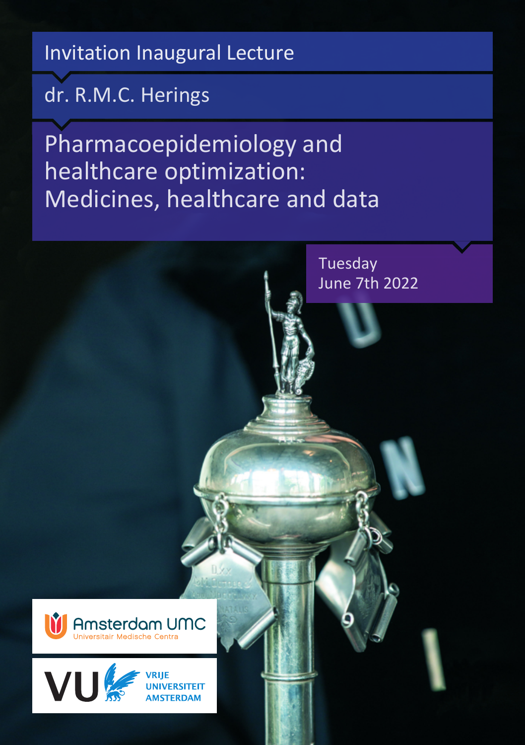Invitation Inaugural Lecture

dr. R.M.C. Herings

# Pharmacoepidemiology and healthcare optimization: Medicines, healthcare and data

Tuesday
June 7th 2022

Amsterdam UMC
Universitair Medische Centra

VU
VRIJE UNIVERSITEIT AMSTERDAM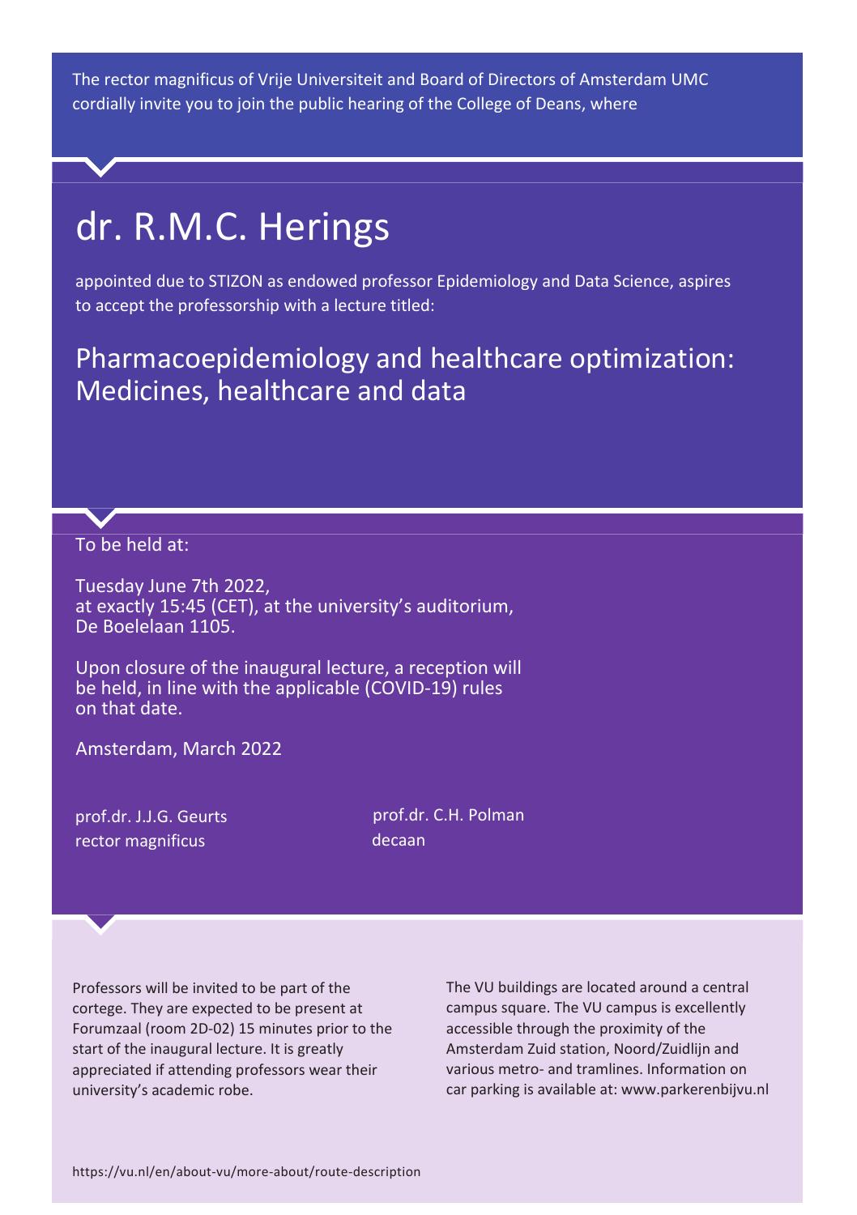The rector magnificus of Vrije Universiteit and Board of Directors of Amsterdam UMC cordially invite you to join the public hearing of the College of Deans, where

# dr. R.M.C. Herings

appointed due to STIZON as endowed professor Epidemiology and Data Science, aspires to accept the professorship with a lecture titled:

## Pharmacoepidemiology and healthcare optimization: Medicines, healthcare and data

To be held at:

Tuesday June 7th 2022,
at exactly 15:45 (CET), at the university's auditorium,
De Boelelaan 1105.

Upon closure of the inaugural lecture, a reception will be held, in line with the applicable (COVID-19) rules on that date.

Amsterdam, March 2022

prof.dr. J.J.G. Geurts
rector magnificus

prof.dr. C.H. Polman
decaan

Professors will be invited to be part of the cortege. They are expected to be present at Forumzaal (room 2D-02) 15 minutes prior to the start of the inaugural lecture. It is greatly appreciated if attending professors wear their university's academic robe.

The VU buildings are located around a central campus square. The VU campus is excellently accessible through the proximity of the Amsterdam Zuid station, Noord/Zuidlijn and various metro- and tramlines. Information on car parking is available at: www.parkerenbijvu.nl

https://vu.nl/en/about-vu/more-about/route-description